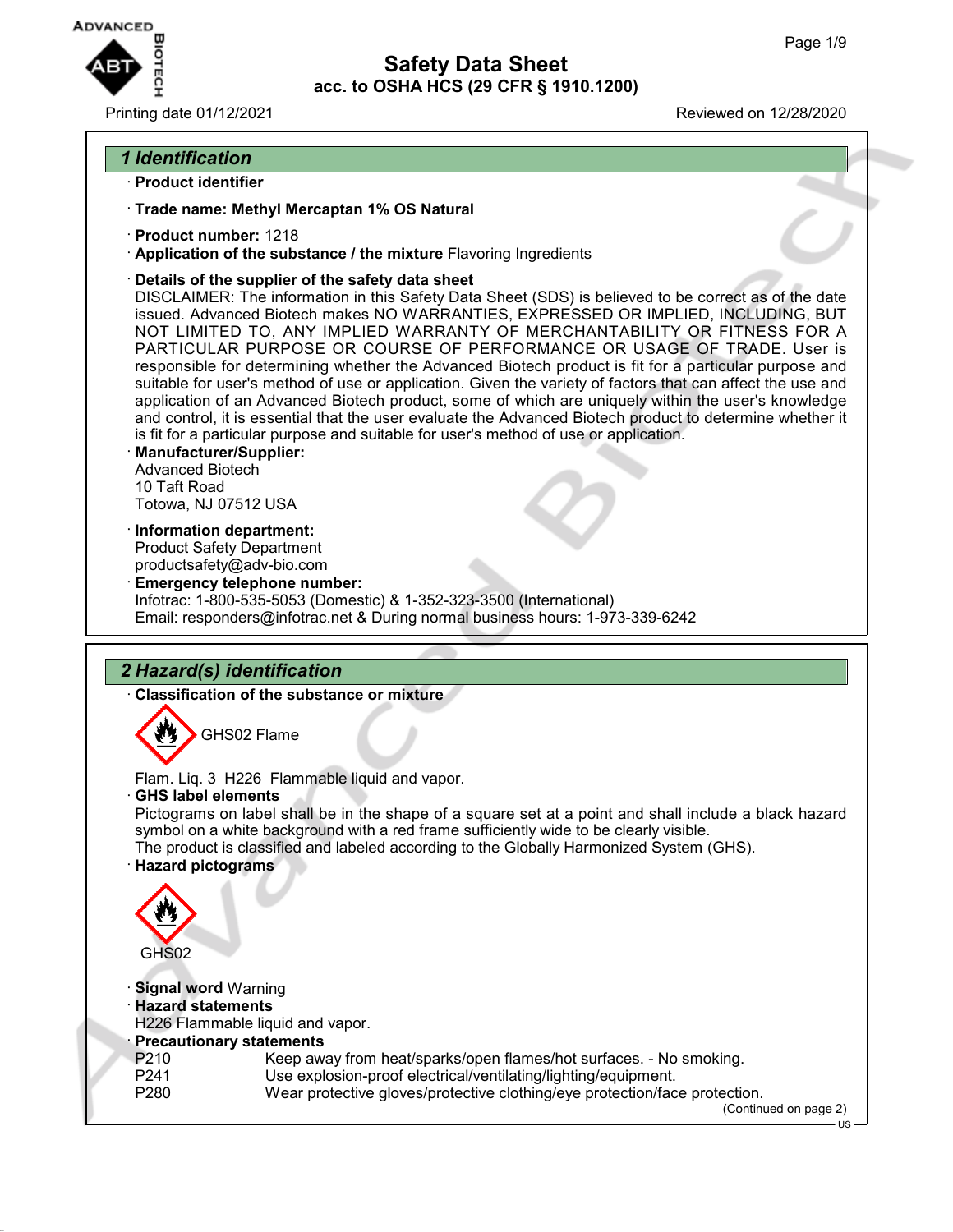# Safety Data Sheet
## acc. to OSHA HCS (29 CFR § 1910.1200)

Printing date 01/12/2021 Reviewed on 12/28/2020

## 1 Identification

· **Product identifier**

· **Trade name: Methyl Mercaptan 1% OS Natural**

· **Product number:** 1218

· **Application of the substance / the mixture** Flavoring Ingredients

· **Details of the supplier of the safety data sheet**

DISCLAIMER: The information in this Safety Data Sheet (SDS) is believed to be correct as of the date issued. Advanced Biotech makes NO WARRANTIES, EXPRESSED OR IMPLIED, INCLUDING, BUT NOT LIMITED TO, ANY IMPLIED WARRANTY OF MERCHANTABILITY OR FITNESS FOR A PARTICULAR PURPOSE OR COURSE OF PERFORMANCE OR USAGE OF TRADE. User is responsible for determining whether the Advanced Biotech product is fit for a particular purpose and suitable for user's method of use or application. Given the variety of factors that can affect the use and application of an Advanced Biotech product, some of which are uniquely within the user's knowledge and control, it is essential that the user evaluate the Advanced Biotech product to determine whether it is fit for a particular purpose and suitable for user's method of use or application.

· **Manufacturer/Supplier:**

Advanced Biotech
10 Taft Road
Totowa, NJ 07512 USA

· **Information department:**

Product Safety Department
productsafety@adv-bio.com

· **Emergency telephone number:**

Infotrac: 1-800-535-5053 (Domestic) & 1-352-323-3500 (International)
Email: responders@infotrac.net & During normal business hours: 1-973-339-6242

## 2 Hazard(s) identification

· **Classification of the substance or mixture**

GHS02 Flame

Flam. Liq. 3 H226 Flammable liquid and vapor.

· **GHS label elements**

Pictograms on label shall be in the shape of a square set at a point and shall include a black hazard symbol on a white background with a red frame sufficiently wide to be clearly visible.
The product is classified and labeled according to the Globally Harmonized System (GHS).

· **Hazard pictograms**

GHS02

· **Signal word** Warning

· **Hazard statements**

H226 Flammable liquid and vapor.

· **Precautionary statements**

| | |
|---|---|
| P210 | Keep away from heat/sparks/open flames/hot surfaces. - No smoking. |
| P241 | Use explosion-proof electrical/ventilating/lighting/equipment. |
| P280 | Wear protective gloves/protective clothing/eye protection/face protection. |

(Continued on page 2)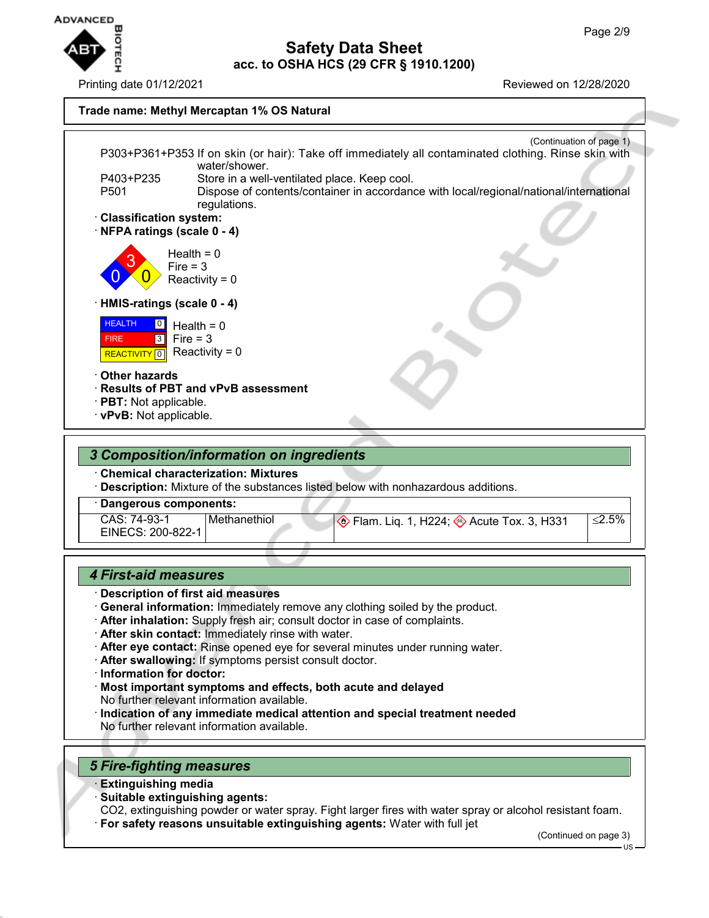**Trade name: Methyl Mercaptan 1% OS Natural**

(Continuation of page 1)

P303+P361+P353 If on skin (or hair): Take off immediately all contaminated clothing. Rinse skin with water/shower.
P403+P235 Store in a well-ventilated place. Keep cool.
P501 Dispose of contents/container in accordance with local/regional/national/international regulations.

· **Classification system:**
· **NFPA ratings (scale 0 - 4)**

Health = 0
Fire = 3
Reactivity = 0

· **HMIS-ratings (scale 0 - 4)**

HEALTH 0 Health = 0
FIRE 3 Fire = 3
REACTIVITY 0 Reactivity = 0

· **Other hazards**
· **Results of PBT and vPvB assessment**
· **PBT:** Not applicable.
· **vPvB:** Not applicable.

## *3 Composition/information on ingredients*

· **Chemical characterization: Mixtures**
· **Description:** Mixture of the substances listed below with nonhazardous additions.

| · **Dangerous components:** | | | |
|---|---|---|---|
| CAS: 74-93-1<br>EINECS: 200-822-1 | Methanethiol | Flam. Liq. 1, H224; Acute Tox. 3, H331 | ≤2.5% |

## *4 First-aid measures*

· **Description of first aid measures**
· **General information:** Immediately remove any clothing soiled by the product.
· **After inhalation:** Supply fresh air; consult doctor in case of complaints.
· **After skin contact:** Immediately rinse with water.
· **After eye contact:** Rinse opened eye for several minutes under running water.
· **After swallowing:** If symptoms persist consult doctor.
· **Information for doctor:**
· **Most important symptoms and effects, both acute and delayed**
No further relevant information available.
· **Indication of any immediate medical attention and special treatment needed**
No further relevant information available.

## *5 Fire-fighting measures*

· **Extinguishing media**
· **Suitable extinguishing agents:**
CO2, extinguishing powder or water spray. Fight larger fires with water spray or alcohol resistant foam.
· **For safety reasons unsuitable extinguishing agents:** Water with full jet

(Continued on page 3)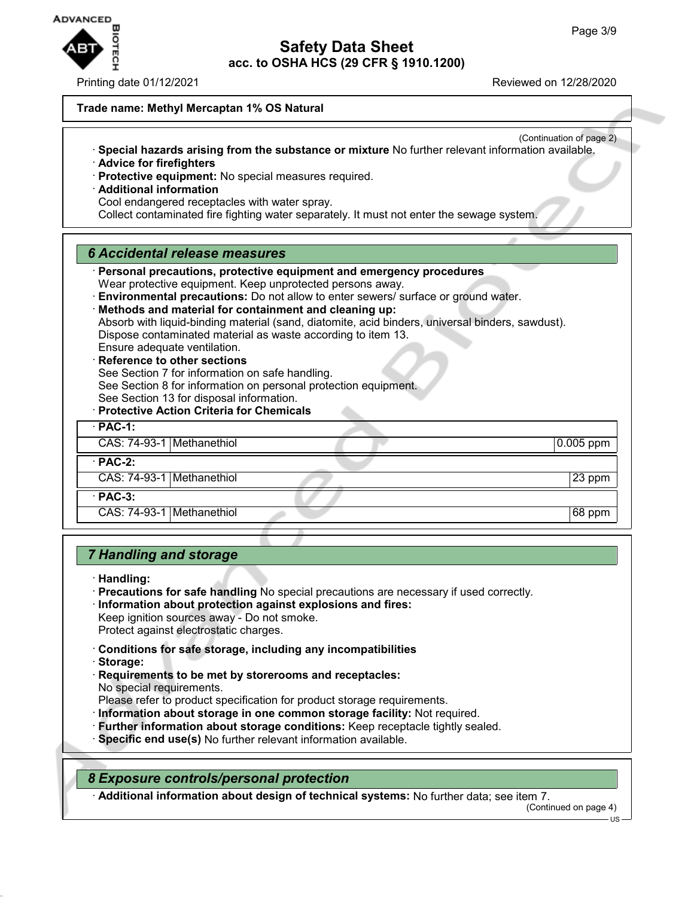**Trade name: Methyl Mercaptan 1% OS Natural**

(Continuation of page 2)

· **Special hazards arising from the substance or mixture** No further relevant information available.
· **Advice for firefighters**
· **Protective equipment:** No special measures required.
· **Additional information**
Cool endangered receptacles with water spray.
Collect contaminated fire fighting water separately. It must not enter the sewage system.

## *6 Accidental release measures*

· **Personal precautions, protective equipment and emergency procedures**
Wear protective equipment. Keep unprotected persons away.
· **Environmental precautions:** Do not allow to enter sewers/ surface or ground water.
· **Methods and material for containment and cleaning up:**
Absorb with liquid-binding material (sand, diatomite, acid binders, universal binders, sawdust).
Dispose contaminated material as waste according to item 13.
Ensure adequate ventilation.
· **Reference to other sections**
See Section 7 for information on safe handling.
See Section 8 for information on personal protection equipment.
See Section 13 for disposal information.
· **Protective Action Criteria for Chemicals**

| · **PAC-1:** | | |
|---|---|---|
| CAS: 74-93-1 | Methanethiol | 0.005 ppm |
| · **PAC-2:** | | |
| CAS: 74-93-1 | Methanethiol | 23 ppm |
| · **PAC-3:** | | |
| CAS: 74-93-1 | Methanethiol | 68 ppm |

## *7 Handling and storage*

· **Handling:**
· **Precautions for safe handling** No special precautions are necessary if used correctly.
· **Information about protection against explosions and fires:**
Keep ignition sources away - Do not smoke.
Protect against electrostatic charges.

· **Conditions for safe storage, including any incompatibilities**
· **Storage:**
· **Requirements to be met by storerooms and receptacles:**
No special requirements.
Please refer to product specification for product storage requirements.
· **Information about storage in one common storage facility:** Not required.
· **Further information about storage conditions:** Keep receptacle tightly sealed.
· **Specific end use(s)** No further relevant information available.

## *8 Exposure controls/personal protection*

· **Additional information about design of technical systems:** No further data; see item 7.

(Continued on page 4)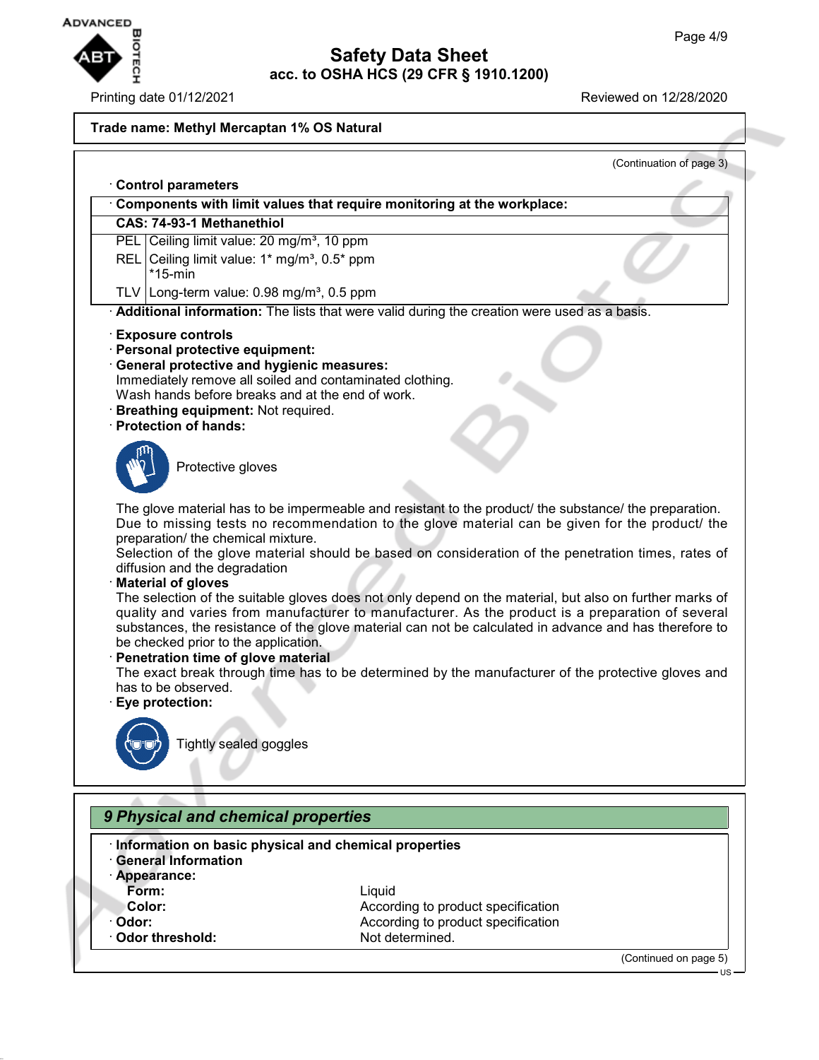**Trade name: Methyl Mercaptan 1% OS Natural**

(Continuation of page 3)

· **Control parameters**

| · **Components with limit values that require monitoring at the workplace:** | |
|---|---|
| **CAS: 74-93-1 Methanethiol** | |
| PEL | Ceiling limit value: 20 mg/m³, 10 ppm |
| REL | Ceiling limit value: 1* mg/m³, 0.5* ppm<br>*15-min |
| TLV | Long-term value: 0.98 mg/m³, 0.5 ppm |

· **Additional information:** The lists that were valid during the creation were used as a basis.

· **Exposure controls**
· **Personal protective equipment:**
· **General protective and hygienic measures:**
Immediately remove all soiled and contaminated clothing.
Wash hands before breaks and at the end of work.
· **Breathing equipment:** Not required.
· **Protection of hands:**

Protective gloves

The glove material has to be impermeable and resistant to the product/ the substance/ the preparation.
Due to missing tests no recommendation to the glove material can be given for the product/ the preparation/ the chemical mixture.
Selection of the glove material should be based on consideration of the penetration times, rates of diffusion and the degradation
· **Material of gloves**
The selection of the suitable gloves does not only depend on the material, but also on further marks of quality and varies from manufacturer to manufacturer. As the product is a preparation of several substances, the resistance of the glove material can not be calculated in advance and has therefore to be checked prior to the application.
· **Penetration time of glove material**
The exact break through time has to be determined by the manufacturer of the protective gloves and has to be observed.
· **Eye protection:**

Tightly sealed goggles

## *9 Physical and chemical properties*

· **Information on basic physical and chemical properties**
· **General Information**
· **Appearance:**

| | |
|---|---|
| **Form:** | Liquid |
| **Color:** | According to product specification |
| · **Odor:** | According to product specification |
| · **Odor threshold:** | Not determined. |

(Continued on page 5)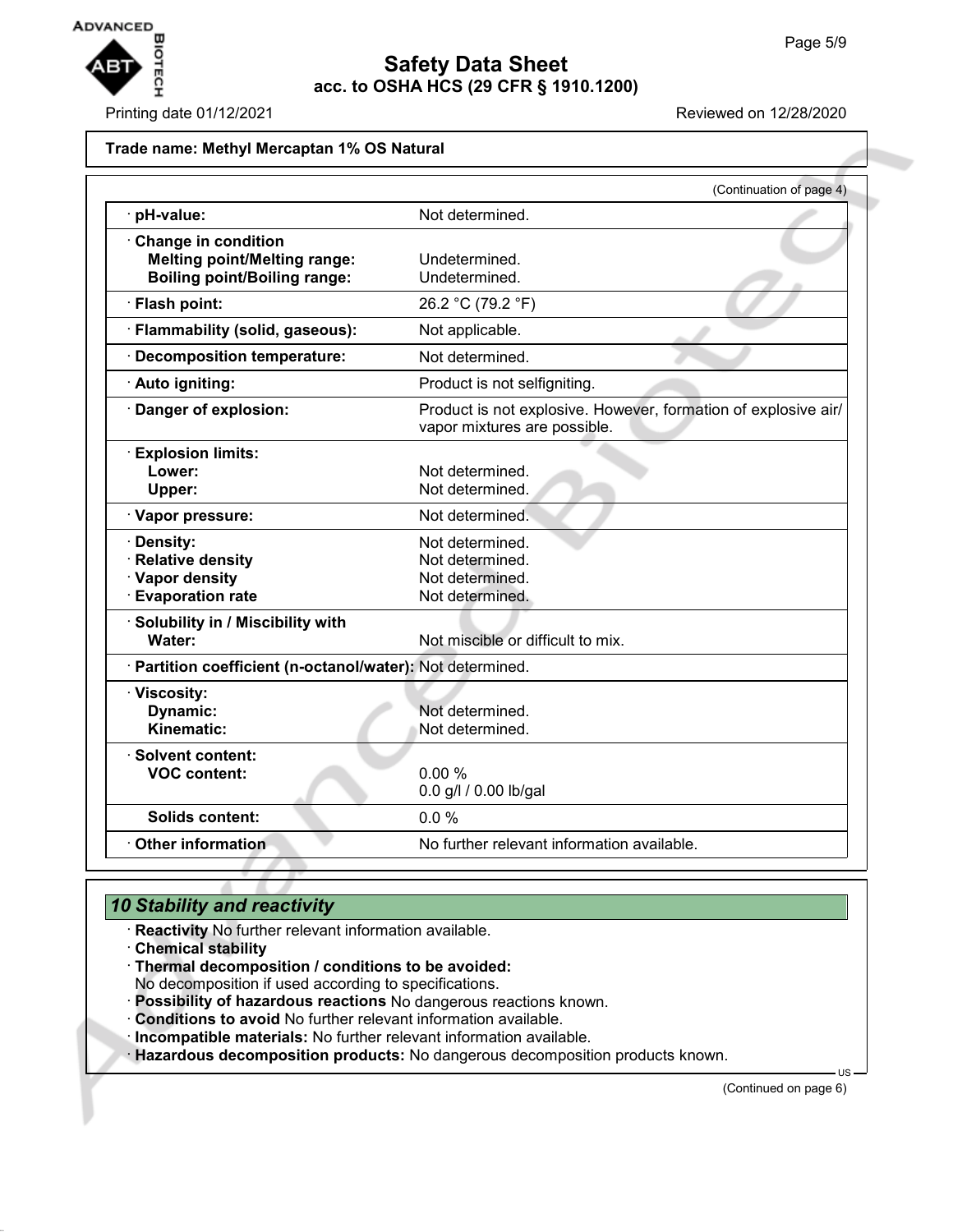**Trade name: Methyl Mercaptan 1% OS Natural**

(Continuation of page 4)

| | |
|---|---|
| · **pH-value:** | Not determined. |
| · **Change in condition** | |
| **Melting point/Melting range:** | Undetermined. |
| **Boiling point/Boiling range:** | Undetermined. |
| · **Flash point:** | 26.2 °C (79.2 °F) |
| · **Flammability (solid, gaseous):** | Not applicable. |
| · **Decomposition temperature:** | Not determined. |
| · **Auto igniting:** | Product is not selfigniting. |
| · **Danger of explosion:** | Product is not explosive. However, formation of explosive air/ vapor mixtures are possible. |
| · **Explosion limits:** | |
| **Lower:** | Not determined. |
| **Upper:** | Not determined. |
| · **Vapor pressure:** | Not determined. |
| · **Density:** | Not determined. |
| · **Relative density** | Not determined. |
| · **Vapor density** | Not determined. |
| · **Evaporation rate** | Not determined. |
| · **Solubility in / Miscibility with** | |
| **Water:** | Not miscible or difficult to mix. |
| · **Partition coefficient (n-octanol/water):** | Not determined. |
| · **Viscosity:** | |
| **Dynamic:** | Not determined. |
| **Kinematic:** | Not determined. |
| · **Solvent content:** | |
| **VOC content:** | 0.00 % <br> 0.0 g/l / 0.00 lb/gal |
| **Solids content:** | 0.0 % |
| · **Other information** | No further relevant information available. |

## *10 Stability and reactivity*

· **Reactivity** No further relevant information available.
· **Chemical stability**
· **Thermal decomposition / conditions to be avoided:**
No decomposition if used according to specifications.
· **Possibility of hazardous reactions** No dangerous reactions known.
· **Conditions to avoid** No further relevant information available.
· **Incompatible materials:** No further relevant information available.
· **Hazardous decomposition products:** No dangerous decomposition products known.

(Continued on page 6)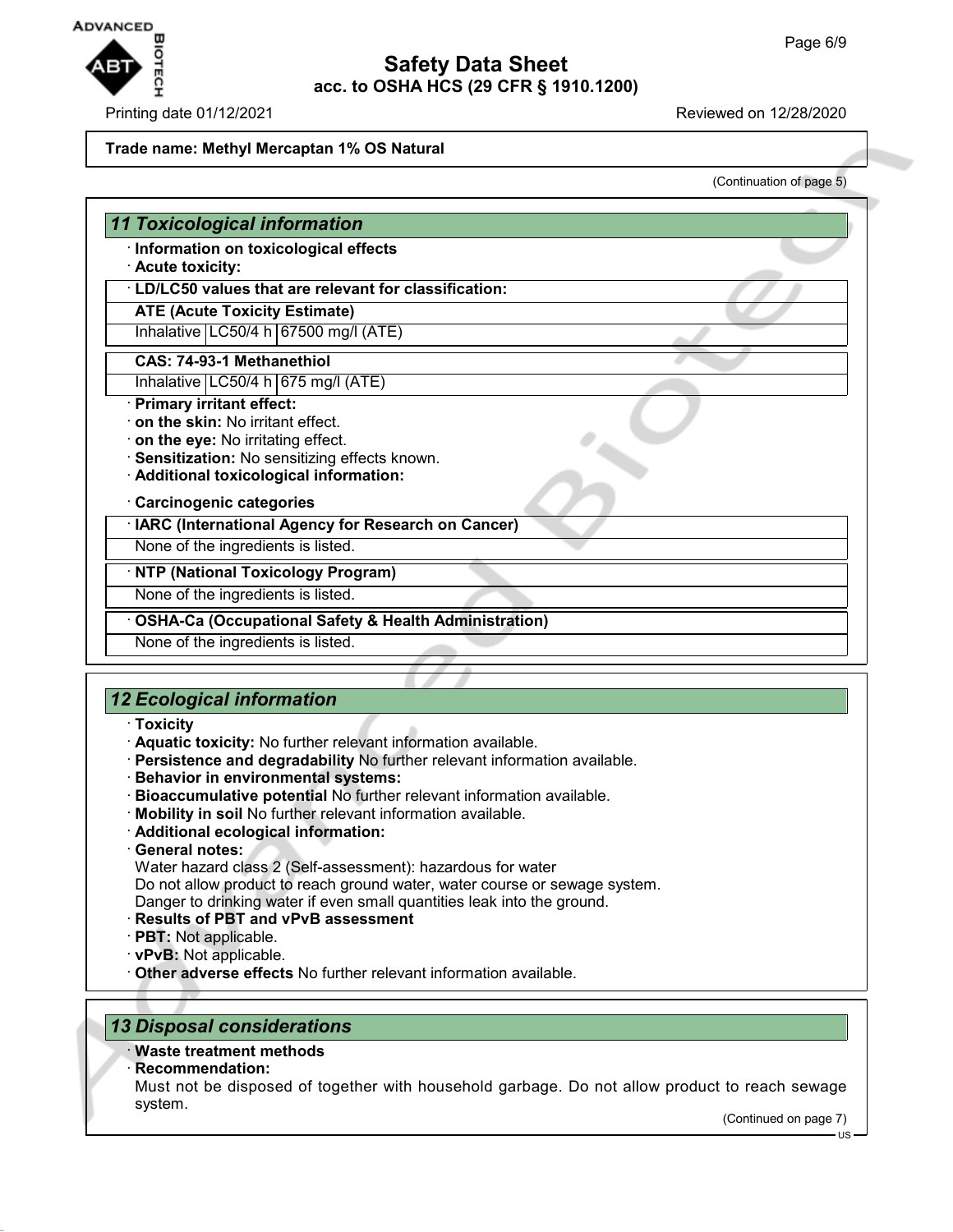**Trade name: Methyl Mercaptan 1% OS Natural**

(Continuation of page 5)

## 11 Toxicological information

· **Information on toxicological effects**
· **Acute toxicity:**

· **LD/LC50 values that are relevant for classification:**

**ATE (Acute Toxicity Estimate)**

| Inhalative | LC50/4 h | 67500 mg/l (ATE) |
|---|---|---|

**CAS: 74-93-1 Methanethiol**

| Inhalative | LC50/4 h | 675 mg/l (ATE) |
|---|---|---|

· **Primary irritant effect:**
· **on the skin:** No irritant effect.
· **on the eye:** No irritating effect.
· **Sensitization:** No sensitizing effects known.
· **Additional toxicological information:**

· **Carcinogenic categories**

· **IARC (International Agency for Research on Cancer)**

None of the ingredients is listed.

· **NTP (National Toxicology Program)**

None of the ingredients is listed.

· **OSHA-Ca (Occupational Safety & Health Administration)**

None of the ingredients is listed.

## 12 Ecological information

· **Toxicity**
· **Aquatic toxicity:** No further relevant information available.
· **Persistence and degradability** No further relevant information available.
· **Behavior in environmental systems:**
· **Bioaccumulative potential** No further relevant information available.
· **Mobility in soil** No further relevant information available.
· **Additional ecological information:**
· **General notes:**
Water hazard class 2 (Self-assessment): hazardous for water
Do not allow product to reach ground water, water course or sewage system.
Danger to drinking water if even small quantities leak into the ground.
· **Results of PBT and vPvB assessment**
· **PBT:** Not applicable.
· **vPvB:** Not applicable.
· **Other adverse effects** No further relevant information available.

## 13 Disposal considerations

· **Waste treatment methods**
· **Recommendation:**
Must not be disposed of together with household garbage. Do not allow product to reach sewage system.

(Continued on page 7)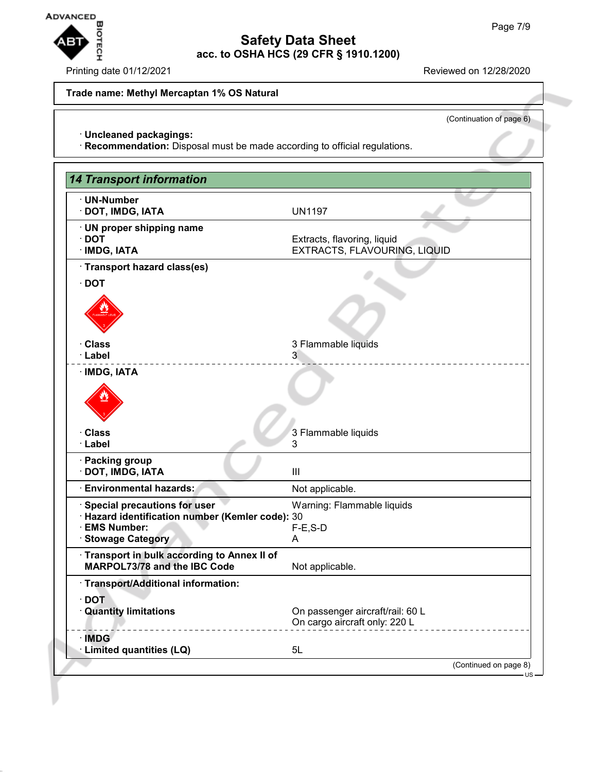**Trade name: Methyl Mercaptan 1% OS Natural**

(Continuation of page 6)

· **Uncleaned packagings:**
· **Recommendation:** Disposal must be made according to official regulations.

## 14 Transport information

| | |
|---|---|
| · **UN-Number** | |
| · **DOT, IMDG, IATA** | UN1197 |
| · **UN proper shipping name** | |
| · **DOT** | Extracts, flavoring, liquid |
| · **IMDG, IATA** | EXTRACTS, FLAVOURING, LIQUID |
| · **Transport hazard class(es)** | |
| · **DOT** | |
| · **Class** | 3 Flammable liquids |
| · **Label** | 3 |
| · **IMDG, IATA** | |
| · **Class** | 3 Flammable liquids |
| · **Label** | 3 |
| · **Packing group** | |
| · **DOT, IMDG, IATA** | III |
| · **Environmental hazards:** | Not applicable. |
| · **Special precautions for user** | Warning: Flammable liquids |
| · **Hazard identification number (Kemler code):** | 30 |
| · **EMS Number:** | F-E,S-D |
| · **Stowage Category** | A |
| · **Transport in bulk according to Annex II of MARPOL73/78 and the IBC Code** | Not applicable. |
| · **Transport/Additional information:** | |
| · **DOT** | |
| · **Quantity limitations** | On passenger aircraft/rail: 60 L<br>On cargo aircraft only: 220 L |
| · **IMDG** | |
| · **Limited quantities (LQ)** | 5L |

(Continued on page 8)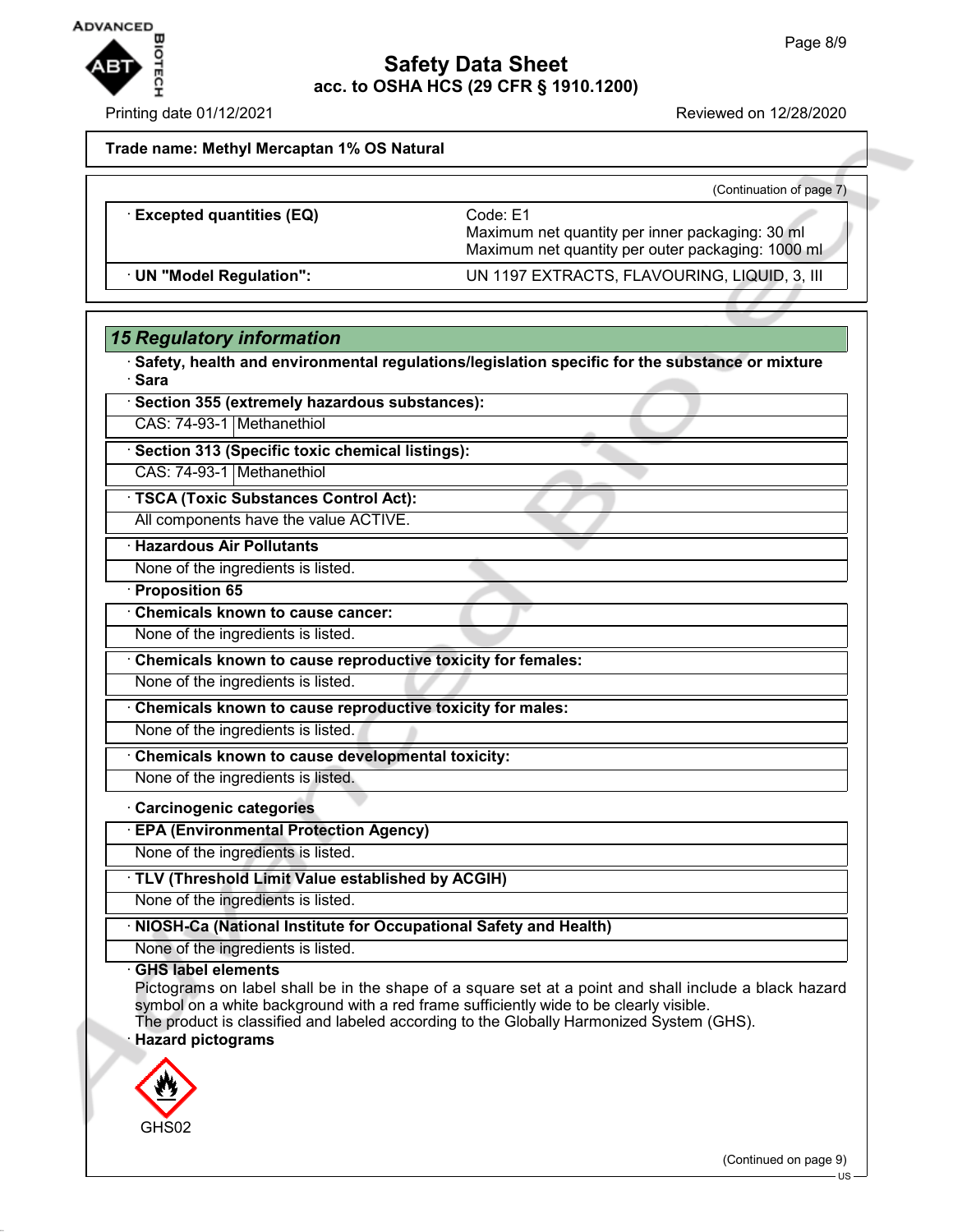**Trade name: Methyl Mercaptan 1% OS Natural**

(Continuation of page 7)

| | |
|---|---|
| · **Excepted quantities (EQ)** | Code: E1<br>Maximum net quantity per inner packaging: 30 ml<br>Maximum net quantity per outer packaging: 1000 ml |
| · **UN "Model Regulation":** | UN 1197 EXTRACTS, FLAVOURING, LIQUID, 3, III |

## *15 Regulatory information*

· **Safety, health and environmental regulations/legislation specific for the substance or mixture**

· **Sara**

| · **Section 355 (extremely hazardous substances):** | |
|---|---|
| CAS: 74-93-1 | Methanethiol |

| · **Section 313 (Specific toxic chemical listings):** | |
|---|---|
| CAS: 74-93-1 | Methanethiol |

· **TSCA (Toxic Substances Control Act):**

All components have the value ACTIVE.

· **Hazardous Air Pollutants**

None of the ingredients is listed.

· **Proposition 65**

· **Chemicals known to cause cancer:**

None of the ingredients is listed.

· **Chemicals known to cause reproductive toxicity for females:**

None of the ingredients is listed.

· **Chemicals known to cause reproductive toxicity for males:**

None of the ingredients is listed.

· **Chemicals known to cause developmental toxicity:**

None of the ingredients is listed.

· **Carcinogenic categories**

· **EPA (Environmental Protection Agency)**

None of the ingredients is listed.

· **TLV (Threshold Limit Value established by ACGIH)**

None of the ingredients is listed.

· **NIOSH-Ca (National Institute for Occupational Safety and Health)**

None of the ingredients is listed.

· **GHS label elements**

Pictograms on label shall be in the shape of a square set at a point and shall include a black hazard symbol on a white background with a red frame sufficiently wide to be clearly visible.

The product is classified and labeled according to the Globally Harmonized System (GHS).

· **Hazard pictograms**

GHS02

(Continued on page 9)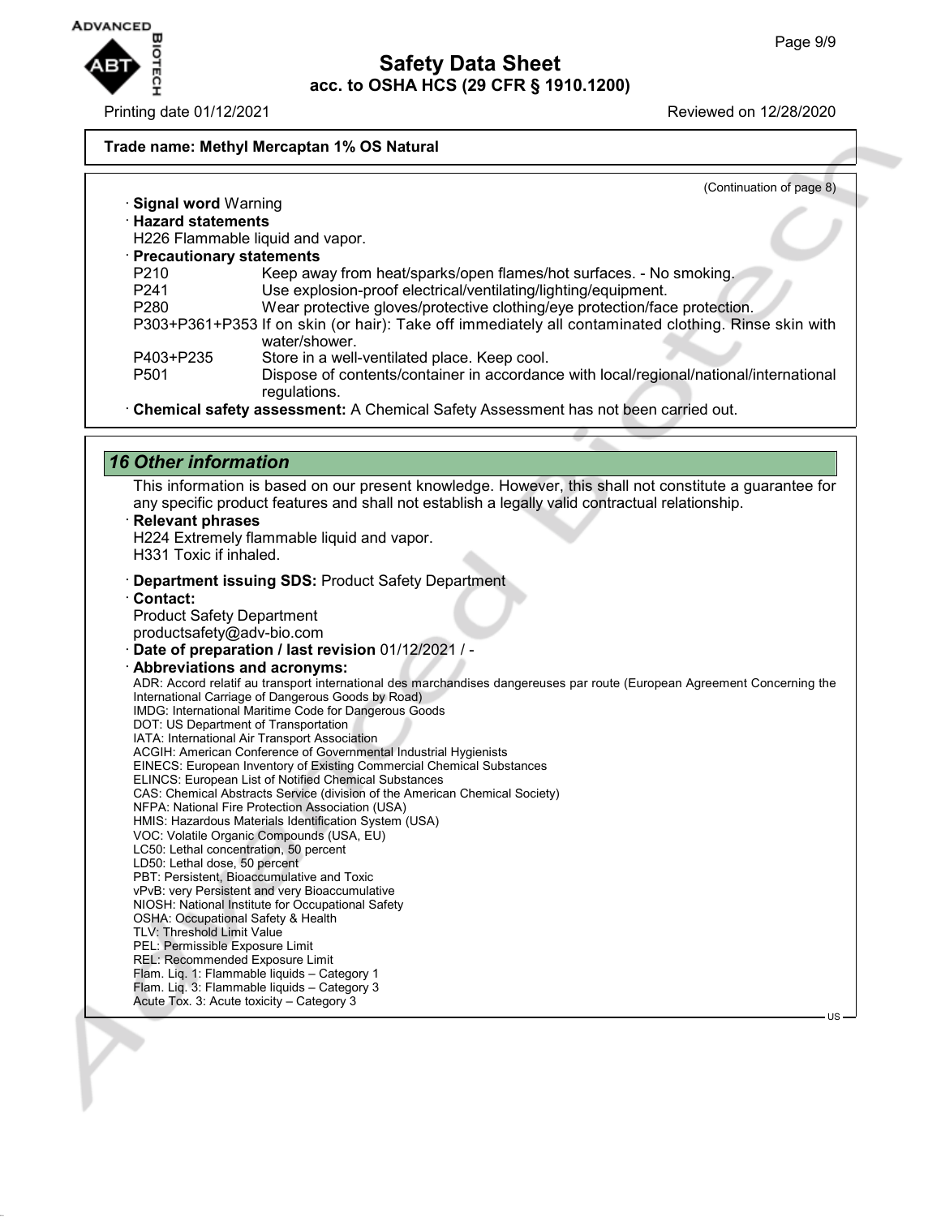**Trade name: Methyl Mercaptan 1% OS Natural**

(Continuation of page 8)

· **Signal word** Warning

· **Hazard statements**

H226 Flammable liquid and vapor.

· **Precautionary statements**

| | |
|---|---|
| P210 | Keep away from heat/sparks/open flames/hot surfaces. - No smoking. |
| P241 | Use explosion-proof electrical/ventilating/lighting/equipment. |
| P280 | Wear protective gloves/protective clothing/eye protection/face protection. |
| P303+P361+P353 | If on skin (or hair): Take off immediately all contaminated clothing. Rinse skin with water/shower. |
| P403+P235 | Store in a well-ventilated place. Keep cool. |
| P501 | Dispose of contents/container in accordance with local/regional/national/international regulations. |

· **Chemical safety assessment:** A Chemical Safety Assessment has not been carried out.

## 16 Other information

This information is based on our present knowledge. However, this shall not constitute a guarantee for any specific product features and shall not establish a legally valid contractual relationship.

· **Relevant phrases**

H224 Extremely flammable liquid and vapor.
H331 Toxic if inhaled.

· **Department issuing SDS:** Product Safety Department

· **Contact:**

Product Safety Department
productsafety@adv-bio.com

· **Date of preparation / last revision** 01/12/2021 / -

· **Abbreviations and acronyms:**

ADR: Accord relatif au transport international des marchandises dangereuses par route (European Agreement Concerning the International Carriage of Dangerous Goods by Road)
IMDG: International Maritime Code for Dangerous Goods
DOT: US Department of Transportation
IATA: International Air Transport Association
ACGIH: American Conference of Governmental Industrial Hygienists
EINECS: European Inventory of Existing Commercial Chemical Substances
ELINCS: European List of Notified Chemical Substances
CAS: Chemical Abstracts Service (division of the American Chemical Society)
NFPA: National Fire Protection Association (USA)
HMIS: Hazardous Materials Identification System (USA)
VOC: Volatile Organic Compounds (USA, EU)
LC50: Lethal concentration, 50 percent
LD50: Lethal dose, 50 percent
PBT: Persistent, Bioaccumulative and Toxic
vPvB: very Persistent and very Bioaccumulative
NIOSH: National Institute for Occupational Safety
OSHA: Occupational Safety & Health
TLV: Threshold Limit Value
PEL: Permissible Exposure Limit
REL: Recommended Exposure Limit
Flam. Liq. 1: Flammable liquids – Category 1
Flam. Liq. 3: Flammable liquids – Category 3
Acute Tox. 3: Acute toxicity – Category 3